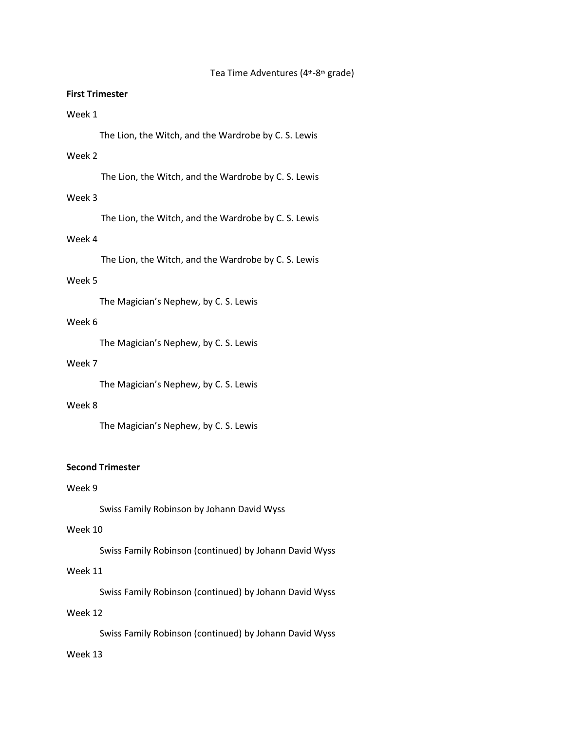Tea Time Adventures (4th-8th grade)

**First Trimester**

Week 1

The Lion, the Witch, and the Wardrobe by C. S. Lewis

Week 2

The Lion, the Witch, and the Wardrobe by C. S. Lewis

Week 3

The Lion, the Witch, and the Wardrobe by C. S. Lewis

Week 4

The Lion, the Witch, and the Wardrobe by C. S. Lewis

Week 5

The Magician's Nephew, by C. S. Lewis

Week 6

The Magician's Nephew, by C. S. Lewis

Week 7

The Magician's Nephew, by C. S. Lewis

Week 8

The Magician's Nephew, by C. S. Lewis

**Second Trimester**

Week 9

Swiss Family Robinson by Johann David Wyss

Week 10

Swiss Family Robinson (continued) by Johann David Wyss

Week 11

Swiss Family Robinson (continued) by Johann David Wyss

Week 12

Swiss Family Robinson (continued) by Johann David Wyss

Week 13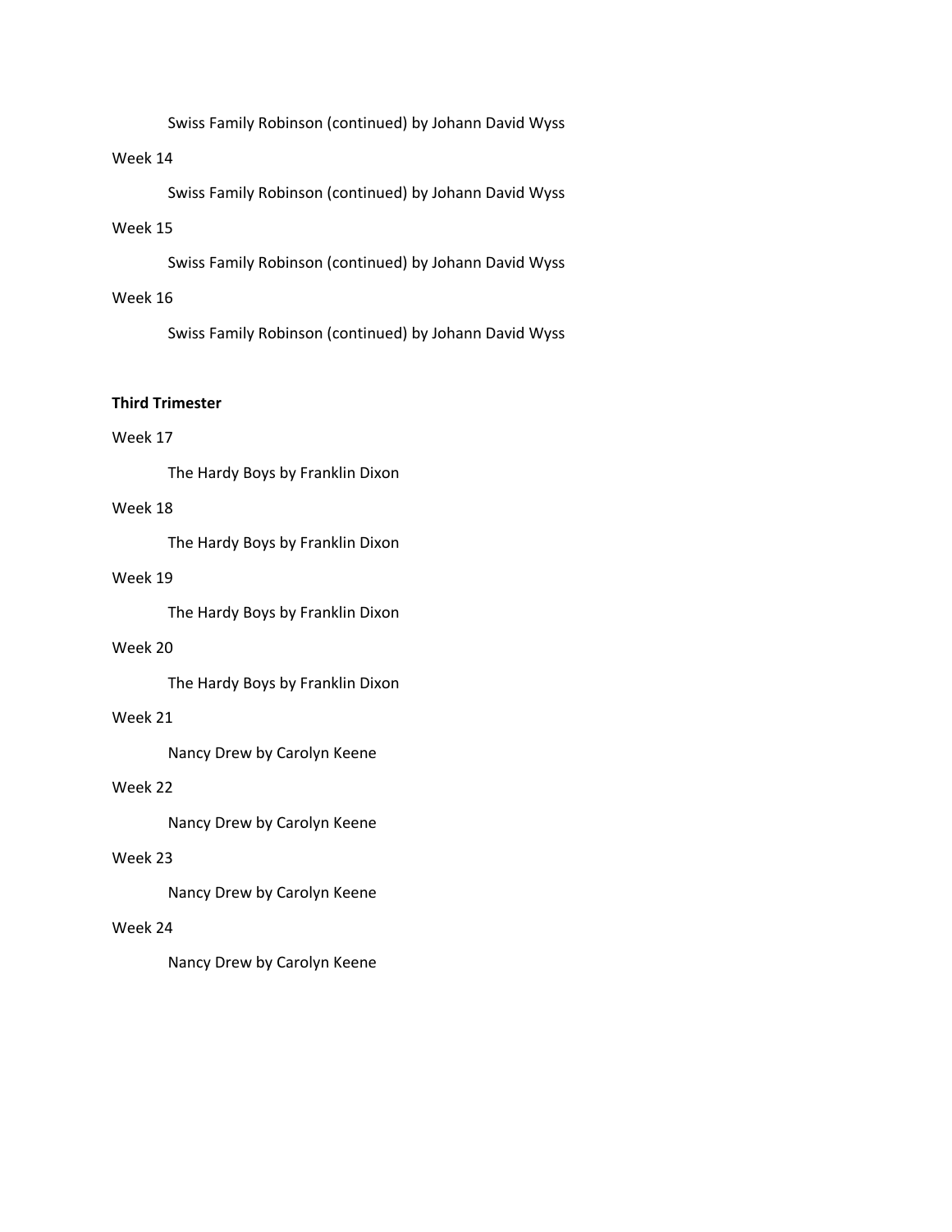Swiss Family Robinson (continued) by Johann David Wyss

Week 14

Swiss Family Robinson (continued) by Johann David Wyss

Week 15

Swiss Family Robinson (continued) by Johann David Wyss

Week 16

Swiss Family Robinson (continued) by Johann David Wyss

**Third Trimester**

Week 17

The Hardy Boys by Franklin Dixon

Week 18

The Hardy Boys by Franklin Dixon

Week 19

The Hardy Boys by Franklin Dixon

Week 20

The Hardy Boys by Franklin Dixon

Week 21

Nancy Drew by Carolyn Keene

Week 22

Nancy Drew by Carolyn Keene

Week 23

Nancy Drew by Carolyn Keene

Week 24

Nancy Drew by Carolyn Keene